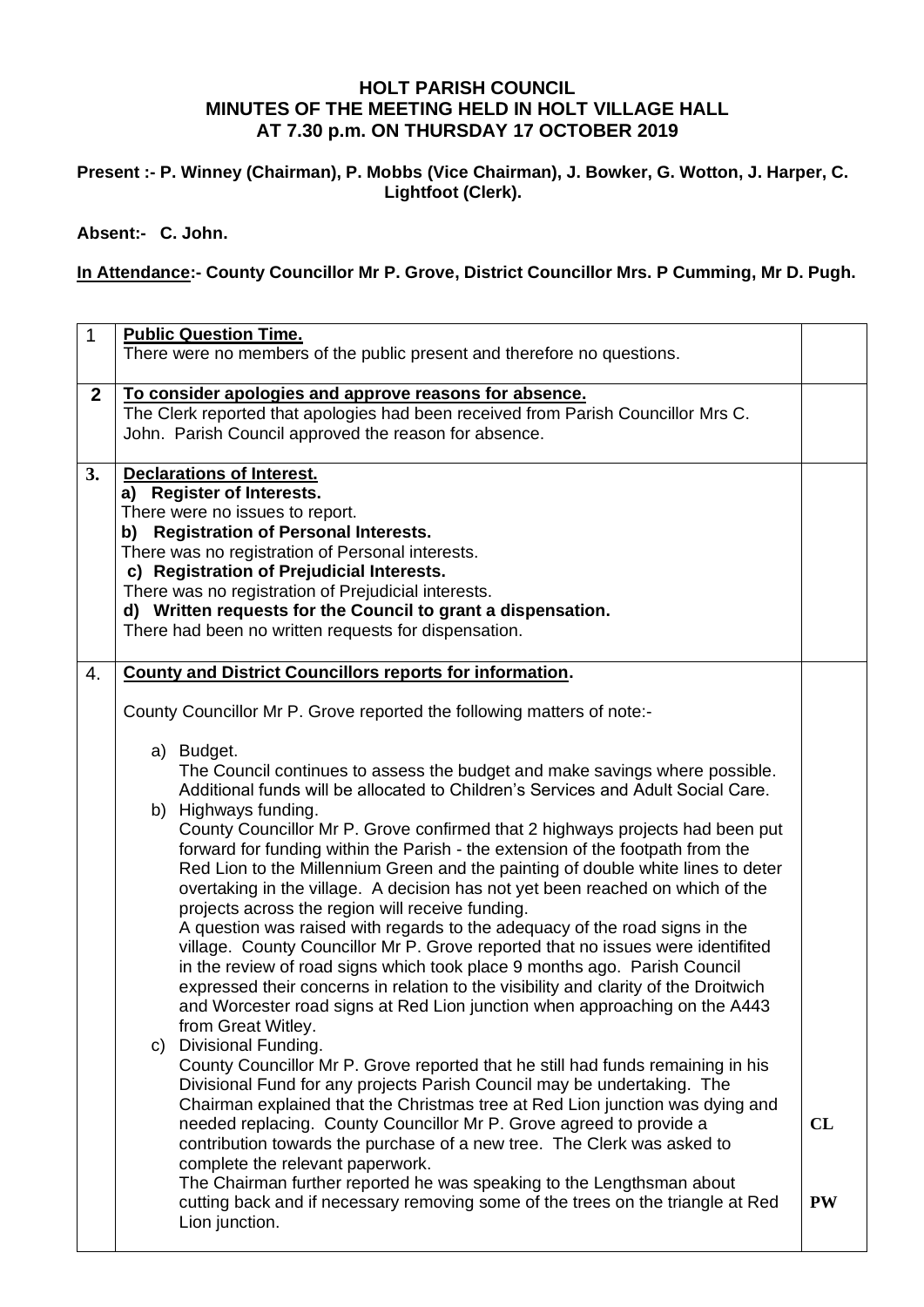# HOLT PARISH COUNCIL
## MINUTES OF THE MEETING HELD IN HOLT VILLAGE HALL
## AT 7.30 p.m. ON THURSDAY 17 OCTOBER 2019

**Present :- P. Winney (Chairman), P. Mobbs (Vice Chairman), J. Bowker, G. Wotton, J. Harper, C. Lightfoot (Clerk).**

**Absent:- C. John.**

**In Attendance:- County Councillor Mr P. Grove, District Councillor Mrs. P Cumming, Mr D. Pugh.**

| | | |
|---|---|---|
| 1 | **Public Question Time.**<br>There were no members of the public present and therefore no questions. | |
| **2** | **To consider apologies and approve reasons for absence.**<br>The Clerk reported that apologies had been received from Parish Councillor Mrs C. John. Parish Council approved the reason for absence. | |
| **3.** | **Declarations of Interest.**<br>**a) Register of Interests.**<br>There were no issues to report.<br>**b) Registration of Personal Interests.**<br>There was no registration of Personal interests.<br>**c) Registration of Prejudicial Interests.**<br>There was no registration of Prejudicial interests.<br>**d) Written requests for the Council to grant a dispensation.**<br>There had been no written requests for dispensation. | |
| 4. | **County and District Councillors reports for information.**<br><br>County Councillor Mr P. Grove reported the following matters of note:-<br><br>a) Budget.<br>The Council continues to assess the budget and make savings where possible. Additional funds will be allocated to Children's Services and Adult Social Care.<br>b) Highways funding.<br>County Councillor Mr P. Grove confirmed that 2 highways projects had been put forward for funding within the Parish - the extension of the footpath from the Red Lion to the Millennium Green and the painting of double white lines to deter overtaking in the village. A decision has not yet been reached on which of the projects across the region will receive funding.<br>A question was raised with regards to the adequacy of the road signs in the village. County Councillor Mr P. Grove reported that no issues were identifited in the review of road signs which took place 9 months ago. Parish Council expressed their concerns in relation to the visibility and clarity of the Droitwich and Worcester road signs at Red Lion junction when approaching on the A443 from Great Witley.<br>c) Divisional Funding.<br>County Councillor Mr P. Grove reported that he still had funds remaining in his Divisional Fund for any projects Parish Council may be undertaking. The Chairman explained that the Christmas tree at Red Lion junction was dying and needed replacing. County Councillor Mr P. Grove agreed to provide a contribution towards the purchase of a new tree. The Clerk was asked to complete the relevant paperwork.<br>The Chairman further reported he was speaking to the Lengthsman about cutting back and if necessary removing some of the trees on the triangle at Red Lion junction. | **CL**<br><br><br>**PW** |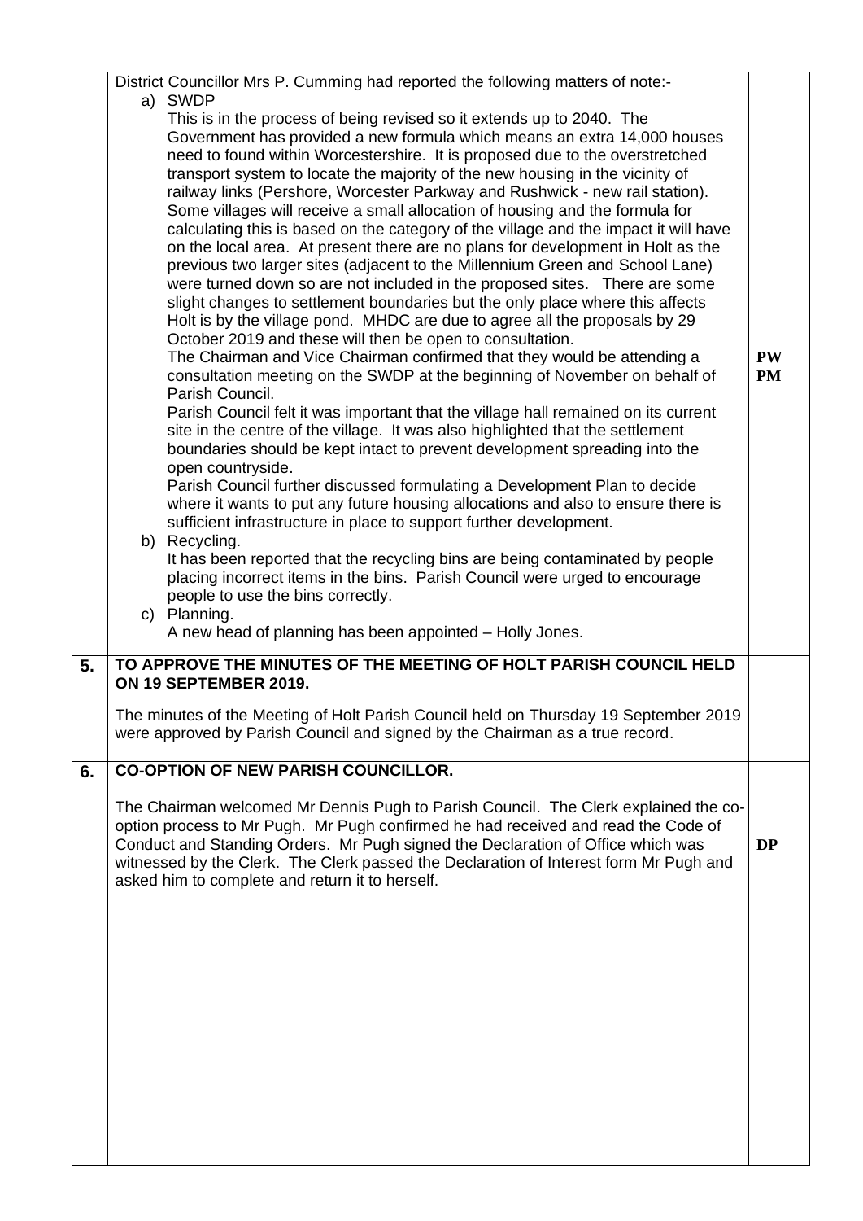| | | |
|---|---|---|
| | District Councillor Mrs P. Cumming had reported the following matters of note:-<br>a) SWDP<br>This is in the process of being revised so it extends up to 2040. The Government has provided a new formula which means an extra 14,000 houses need to found within Worcestershire. It is proposed due to the overstretched transport system to locate the majority of the new housing in the vicinity of railway links (Pershore, Worcester Parkway and Rushwick - new rail station). Some villages will receive a small allocation of housing and the formula for calculating this is based on the category of the village and the impact it will have on the local area. At present there are no plans for development in Holt as the previous two larger sites (adjacent to the Millennium Green and School Lane) were turned down so are not included in the proposed sites. There are some slight changes to settlement boundaries but the only place where this affects Holt is by the village pond. MHDC are due to agree all the proposals by 29 October 2019 and these will then be open to consultation.<br>The Chairman and Vice Chairman confirmed that they would be attending a consultation meeting on the SWDP at the beginning of November on behalf of Parish Council.<br>Parish Council felt it was important that the village hall remained on its current site in the centre of the village. It was also highlighted that the settlement boundaries should be kept intact to prevent development spreading into the open countryside.<br>Parish Council further discussed formulating a Development Plan to decide where it wants to put any future housing allocations and also to ensure there is sufficient infrastructure in place to support further development.<br>b) Recycling.<br>It has been reported that the recycling bins are being contaminated by people placing incorrect items in the bins. Parish Council were urged to encourage people to use the bins correctly.<br>c) Planning.<br>A new head of planning has been appointed – Holly Jones. | **PW**<br>**PM** |
| **5.** | **TO APPROVE THE MINUTES OF THE MEETING OF HOLT PARISH COUNCIL HELD ON 19 SEPTEMBER 2019.**<br><br>The minutes of the Meeting of Holt Parish Council held on Thursday 19 September 2019 were approved by Parish Council and signed by the Chairman as a true record. | |
| **6.** | **CO-OPTION OF NEW PARISH COUNCILLOR.**<br><br>The Chairman welcomed Mr Dennis Pugh to Parish Council. The Clerk explained the co-option process to Mr Pugh. Mr Pugh confirmed he had received and read the Code of Conduct and Standing Orders. Mr Pugh signed the Declaration of Office which was witnessed by the Clerk. The Clerk passed the Declaration of Interest form Mr Pugh and asked him to complete and return it to herself. | **DP** |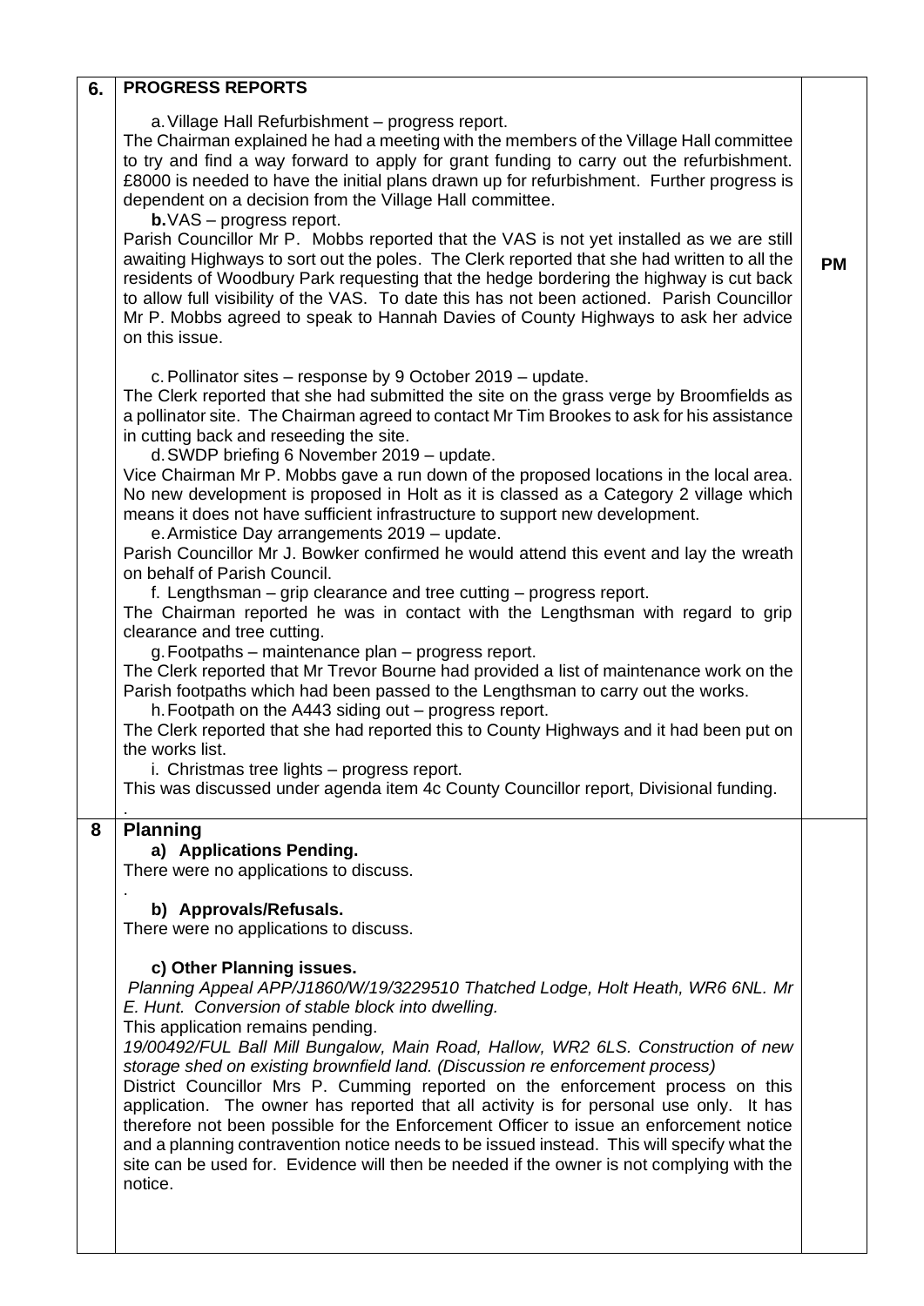| | | |
|---|---|---|
| **6.** | **PROGRESS REPORTS**<br><br>a. Village Hall Refurbishment – progress report.<br>The Chairman explained he had a meeting with the members of the Village Hall committee to try and find a way forward to apply for grant funding to carry out the refurbishment. £8000 is needed to have the initial plans drawn up for refurbishment. Further progress is dependent on a decision from the Village Hall committee.<br>**b.** VAS – progress report.<br>Parish Councillor Mr P. Mobbs reported that the VAS is not yet installed as we are still awaiting Highways to sort out the poles. The Clerk reported that she had written to all the residents of Woodbury Park requesting that the hedge bordering the highway is cut back to allow full visibility of the VAS. To date this has not been actioned. Parish Councillor Mr P. Mobbs agreed to speak to Hannah Davies of County Highways to ask her advice on this issue.<br><br>c. Pollinator sites – response by 9 October 2019 – update.<br>The Clerk reported that she had submitted the site on the grass verge by Broomfields as a pollinator site. The Chairman agreed to contact Mr Tim Brookes to ask for his assistance in cutting back and reseeding the site.<br>d. SWDP briefing 6 November 2019 – update.<br>Vice Chairman Mr P. Mobbs gave a run down of the proposed locations in the local area. No new development is proposed in Holt as it is classed as a Category 2 village which means it does not have sufficient infrastructure to support new development.<br>e. Armistice Day arrangements 2019 – update.<br>Parish Councillor Mr J. Bowker confirmed he would attend this event and lay the wreath on behalf of Parish Council.<br>f. Lengthsman – grip clearance and tree cutting – progress report.<br>The Chairman reported he was in contact with the Lengthsman with regard to grip clearance and tree cutting.<br>g. Footpaths – maintenance plan – progress report.<br>The Clerk reported that Mr Trevor Bourne had provided a list of maintenance work on the Parish footpaths which had been passed to the Lengthsman to carry out the works.<br>h. Footpath on the A443 siding out – progress report.<br>The Clerk reported that she had reported this to County Highways and it had been put on the works list.<br>i. Christmas tree lights – progress report.<br>This was discussed under agenda item 4c County Councillor report, Divisional funding.<br>. | **PM** |
| **8** | **Planning**<br>**a) Applications Pending.**<br>There were no applications to discuss.<br>.<br>**b) Approvals/Refusals.**<br>There were no applications to discuss.<br><br>**c) Other Planning issues.**<br>*Planning Appeal APP/J1860/W/19/3229510 Thatched Lodge, Holt Heath, WR6 6NL. Mr E. Hunt. Conversion of stable block into dwelling.*<br>This application remains pending.<br>*19/00492/FUL Ball Mill Bungalow, Main Road, Hallow, WR2 6LS. Construction of new storage shed on existing brownfield land. (Discussion re enforcement process)*<br>District Councillor Mrs P. Cumming reported on the enforcement process on this application. The owner has reported that all activity is for personal use only. It has therefore not been possible for the Enforcement Officer to issue an enforcement notice and a planning contravention notice needs to be issued instead. This will specify what the site can be used for. Evidence will then be needed if the owner is not complying with the notice. | |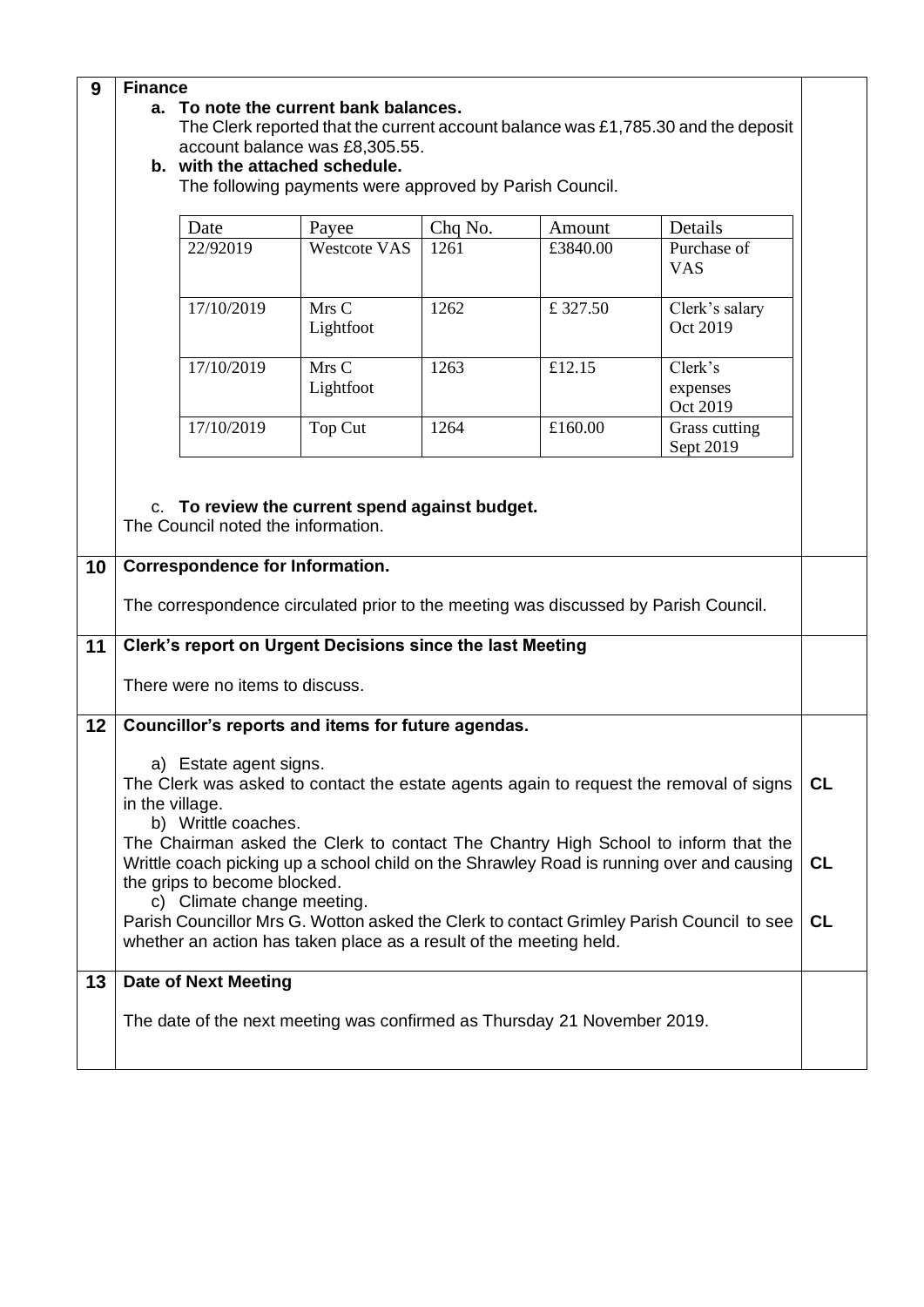**9 Finance**

**a. To note the current bank balances.**
The Clerk reported that the current account balance was £1,785.30 and the deposit account balance was £8,305.55.

**b. with the attached schedule.**
The following payments were approved by Parish Council.

| Date | Payee | Chq No. | Amount | Details |
|---|---|---|---|---|
| 22/92019 | Westcote VAS | 1261 | £3840.00 | Purchase of VAS |
| 17/10/2019 | Mrs C Lightfoot | 1262 | £ 327.50 | Clerk's salary Oct 2019 |
| 17/10/2019 | Mrs C Lightfoot | 1263 | £12.15 | Clerk's expenses Oct 2019 |
| 17/10/2019 | Top Cut | 1264 | £160.00 | Grass cutting Sept 2019 |

c. **To review the current spend against budget.**
The Council noted the information.

**10 Correspondence for Information.**

The correspondence circulated prior to the meeting was discussed by Parish Council.

**11 Clerk's report on Urgent Decisions since the last Meeting**

There were no items to discuss.

**12 Councillor's reports and items for future agendas.**

a) Estate agent signs.
The Clerk was asked to contact the estate agents again to request the removal of signs in the village. **CL**

b) Writtle coaches.
The Chairman asked the Clerk to contact The Chantry High School to inform that the Writtle coach picking up a school child on the Shrawley Road is running over and causing the grips to become blocked. **CL**

c) Climate change meeting.
Parish Councillor Mrs G. Wotton asked the Clerk to contact Grimley Parish Council to see whether an action has taken place as a result of the meeting held. **CL**

**13 Date of Next Meeting**

The date of the next meeting was confirmed as Thursday 21 November 2019.